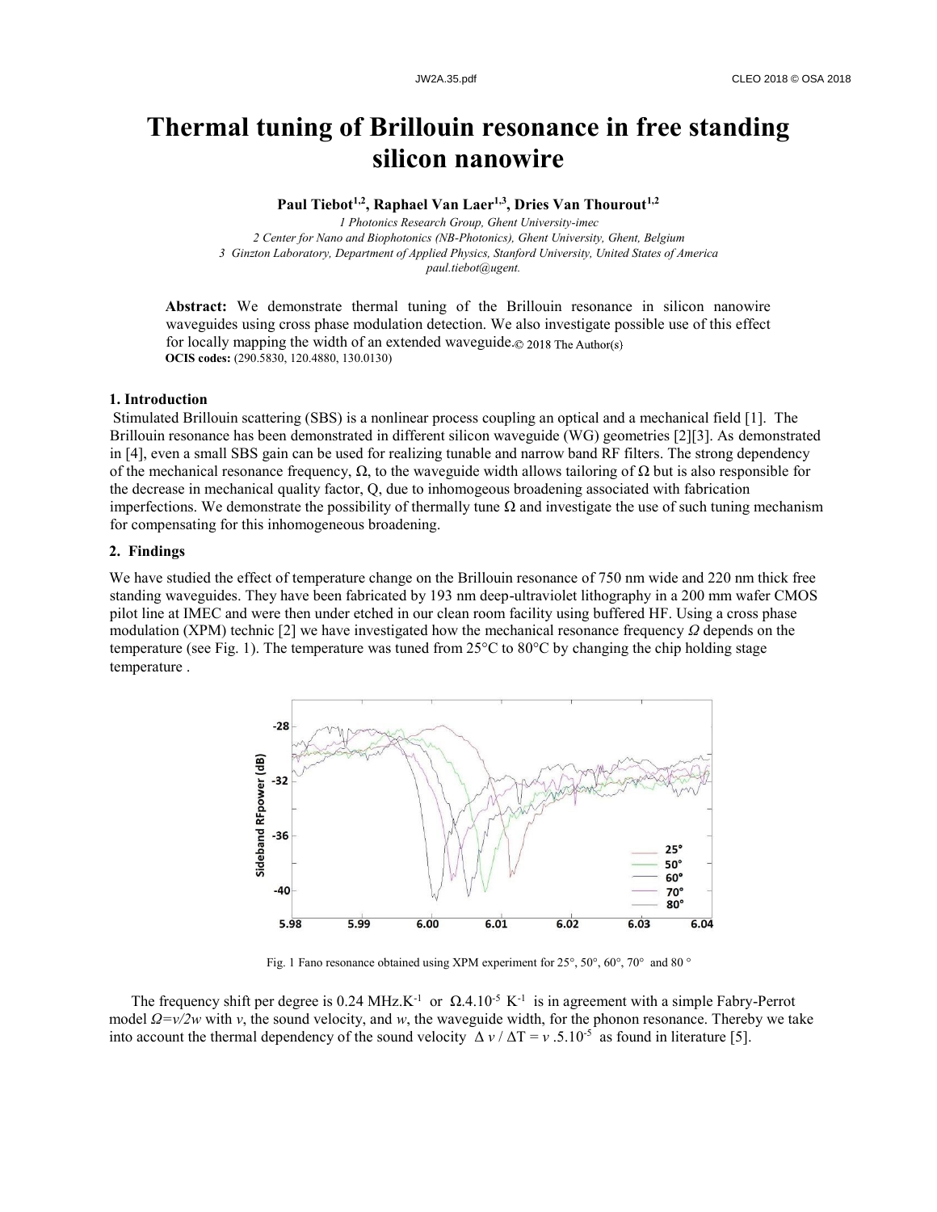# Thermal tuning of Brillouin resonance in free standing silicon nanowire

**Paul Tiebot[1,2], Raphael Van Laer[1,3], Dries Van Thourout[1,2]**

*1 Photonics Research Group, Ghent University-imec*
*2 Center for Nano and Biophotonics (NB-Photonics), Ghent University, Ghent, Belgium*
*3 Ginzton Laboratory, Department of Applied Physics, Stanford University, United States of America*
*paul.tiebot@ugent.*

**Abstract:** We demonstrate thermal tuning of the Brillouin resonance in silicon nanowire waveguides using cross phase modulation detection. We also investigate possible use of this effect for locally mapping the width of an extended waveguide. © 2018 The Author(s)
**OCIS codes:** (290.5830, 120.4880, 130.0130)

## 1. Introduction

Stimulated Brillouin scattering (SBS) is a nonlinear process coupling an optical and a mechanical field [1]. The Brillouin resonance has been demonstrated in different silicon waveguide (WG) geometries [2][3]. As demonstrated in [4], even a small SBS gain can be used for realizing tunable and narrow band RF filters. The strong dependency of the mechanical resonance frequency, Ω, to the waveguide width allows tailoring of Ω but is also responsible for the decrease in mechanical quality factor, Q, due to inhomogeous broadening associated with fabrication imperfections. We demonstrate the possibility of thermally tune Ω and investigate the use of such tuning mechanism for compensating for this inhomogeneous broadening.

## 2. Findings

We have studied the effect of temperature change on the Brillouin resonance of 750 nm wide and 220 nm thick free standing waveguides. They have been fabricated by 193 nm deep-ultraviolet lithography in a 200 mm wafer CMOS pilot line at IMEC and were then under etched in our clean room facility using buffered HF. Using a cross phase modulation (XPM) technic [2] we have investigated how the mechanical resonance frequency *Ω* depends on the temperature (see Fig. 1). The temperature was tuned from 25°C to 80°C by changing the chip holding stage temperature .

Fig. 1 Fano resonance obtained using XPM experiment for 25°, 50°, 60°, 70° and 80 °

The frequency shift per degree is 0.24 MHz.K$^{-1}$ or Ω.4.10$^{-5}$ K$^{-1}$ is in agreement with a simple Fabry-Perrot model $\Omega = v/2w$ with $v$, the sound velocity, and $w$, the waveguide width, for the phonon resonance. Thereby we take into account the thermal dependency of the sound velocity $\Delta v / \Delta T = v .5.10^{-5}$ as found in literature [5].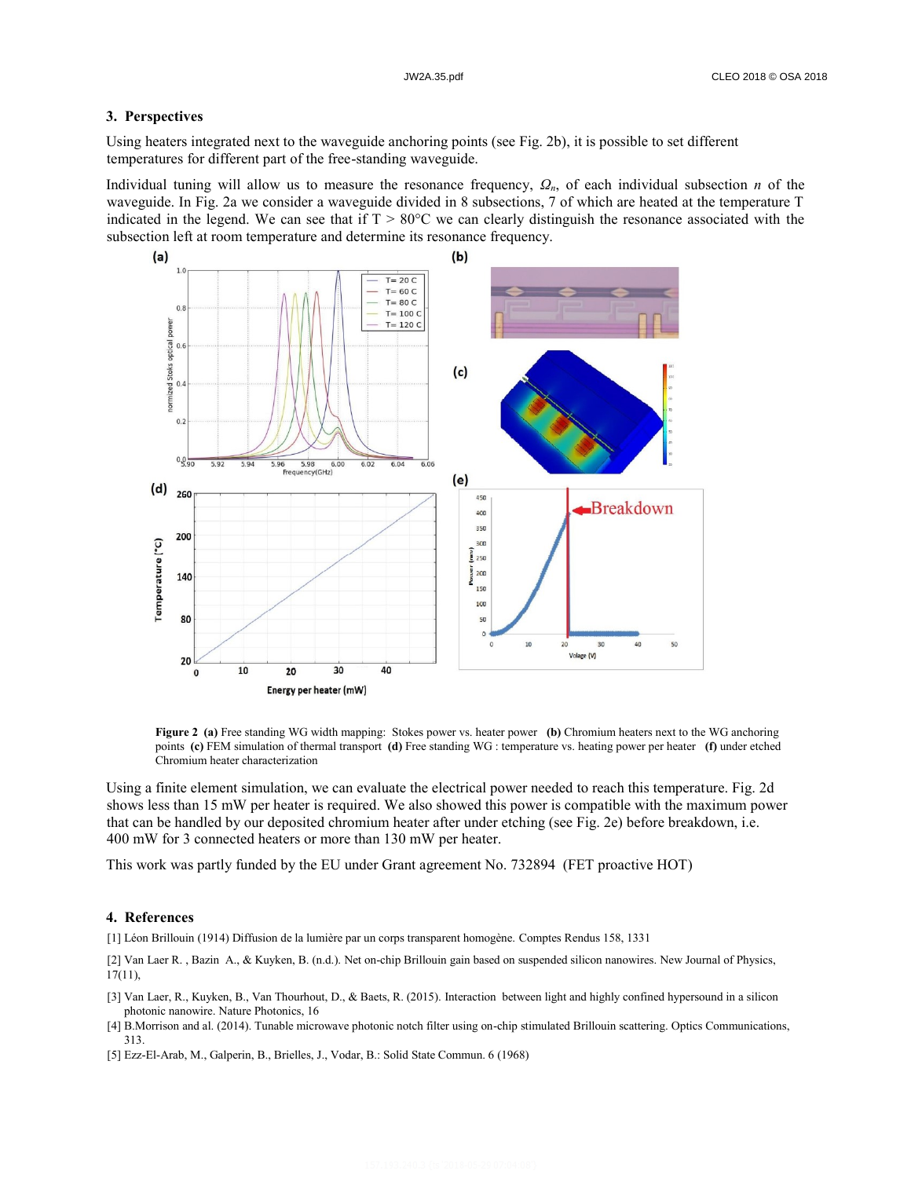## 3. Perspectives

Using heaters integrated next to the waveguide anchoring points (see Fig. 2b), it is possible to set different temperatures for different part of the free-standing waveguide.

Individual tuning will allow us to measure the resonance frequency, $\Omega_n$, of each individual subsection $n$ of the waveguide. In Fig. 2a we consider a waveguide divided in 8 subsections, 7 of which are heated at the temperature T indicated in the legend. We can see that if T > 80°C we can clearly distinguish the resonance associated with the subsection left at room temperature and determine its resonance frequency.

(a)

T= 20 C
T= 60 C
T= 80 C
T= 100 C
T= 120 C

normized Stoks optical power

Frequency(GHz)

(b)

(c)

(d)

Temperature (°C)

Energy per heater (mW)

(e)

Breakdown

Power (mW)

Volage (V)

**Figure 2** **(a)** Free standing WG width mapping: Stokes power vs. heater power **(b)** Chromium heaters next to the WG anchoring points **(c)** FEM simulation of thermal transport **(d)** Free standing WG : temperature vs. heating power per heater **(f)** under etched Chromium heater characterization

Using a finite element simulation, we can evaluate the electrical power needed to reach this temperature. Fig. 2d shows less than 15 mW per heater is required. We also showed this power is compatible with the maximum power that can be handled by our deposited chromium heater after under etching (see Fig. 2e) before breakdown, i.e. 400 mW for 3 connected heaters or more than 130 mW per heater.

This work was partly funded by the EU under Grant agreement No. 732894 (FET proactive HOT)

## 4. References

[1] Léon Brillouin (1914) Diffusion de la lumière par un corps transparent homogène. Comptes Rendus 158, 1331

[2] Van Laer R. , Bazin A., & Kuyken, B. (n.d.). Net on-chip Brillouin gain based on suspended silicon nanowires. New Journal of Physics, 17(11),

[3] Van Laer, R., Kuyken, B., Van Thourhout, D., & Baets, R. (2015). Interaction between light and highly confined hypersound in a silicon photonic nanowire. Nature Photonics, 16

[4] B.Morrison and al. (2014). Tunable microwave photonic notch filter using on-chip stimulated Brillouin scattering. Optics Communications, 313.

[5] Ezz-El-Arab, M., Galperin, B., Brielles, J., Vodar, B.: Solid State Commun. 6 (1968)